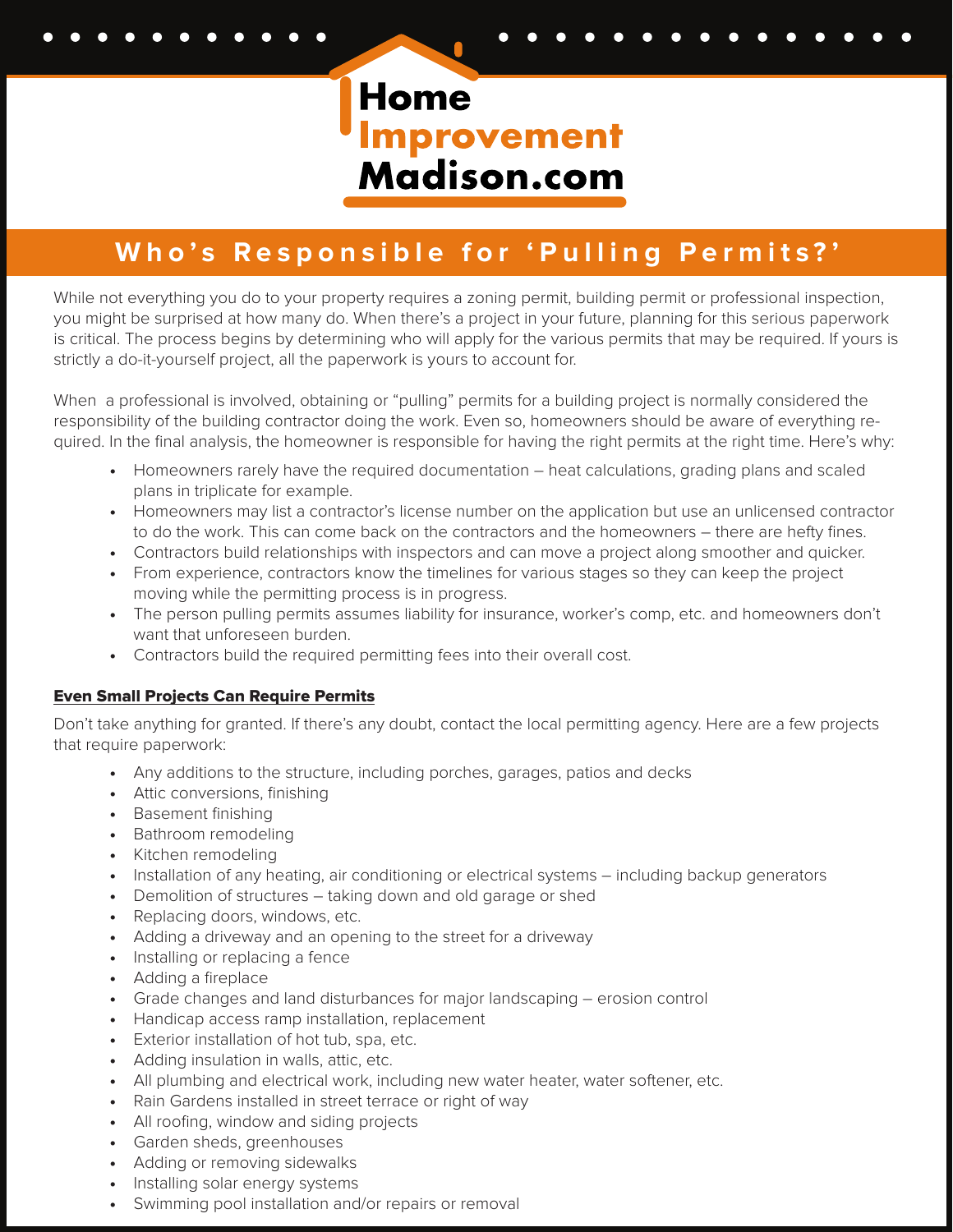# Home Improvement Madison.com

## Who's Responsible for 'Pulling Permits?'

While not everything you do to your property requires a zoning permit, building permit or professional inspection, you might be surprised at how many do. When there's a project in your future, planning for this serious paperwork is critical. The process begins by determining who will apply for the various permits that may be required. If yours is strictly a do-it-yourself project, all the paperwork is yours to account for.

When a professional is involved, obtaining or "pulling" permits for a building project is normally considered the responsibility of the building contractor doing the work. Even so, homeowners should be aware of everything required. In the final analysis, the homeowner is responsible for having the right permits at the right time. Here's why:

- Homeowners rarely have the required documentation – heat calculations, grading plans and scaled plans in triplicate for example.
- Homeowners may list a contractor's license number on the application but use an unlicensed contractor to do the work. This can come back on the contractors and the homeowners – there are hefty fines.
- Contractors build relationships with inspectors and can move a project along smoother and quicker.
- From experience, contractors know the timelines for various stages so they can keep the project moving while the permitting process is in progress.
- The person pulling permits assumes liability for insurance, worker's comp, etc. and homeowners don't want that unforeseen burden.
- Contractors build the required permitting fees into their overall cost.

### Even Small Projects Can Require Permits

Don't take anything for granted. If there's any doubt, contact the local permitting agency. Here are a few projects that require paperwork:

- Any additions to the structure, including porches, garages, patios and decks
- Attic conversions, finishing
- Basement finishing
- Bathroom remodeling
- Kitchen remodeling
- Installation of any heating, air conditioning or electrical systems – including backup generators
- Demolition of structures – taking down and old garage or shed
- Replacing doors, windows, etc.
- Adding a driveway and an opening to the street for a driveway
- Installing or replacing a fence
- Adding a fireplace
- Grade changes and land disturbances for major landscaping – erosion control
- Handicap access ramp installation, replacement
- Exterior installation of hot tub, spa, etc.
- Adding insulation in walls, attic, etc.
- All plumbing and electrical work, including new water heater, water softener, etc.
- Rain Gardens installed in street terrace or right of way
- All roofing, window and siding projects
- Garden sheds, greenhouses
- Adding or removing sidewalks
- Installing solar energy systems
- Swimming pool installation and/or repairs or removal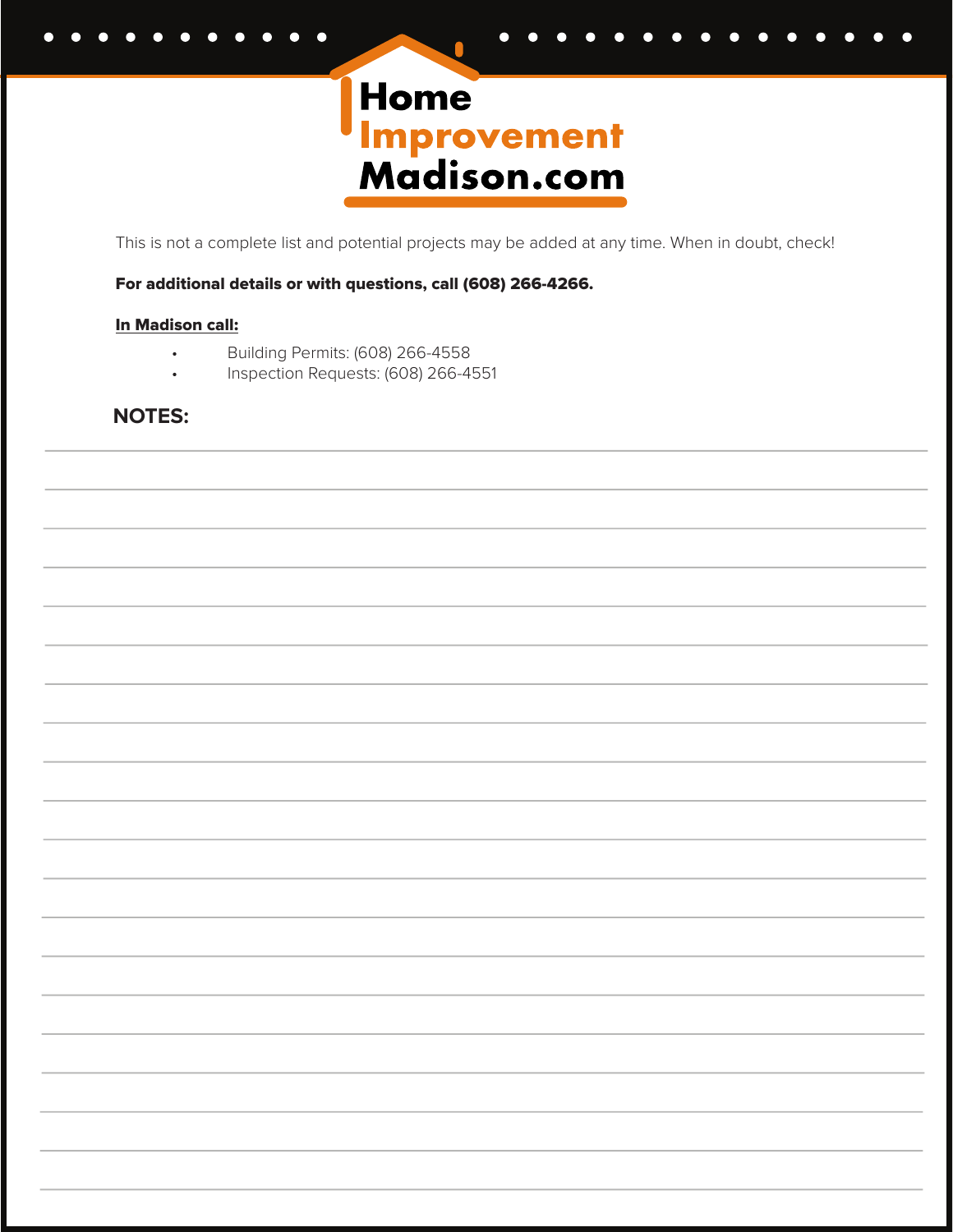Home Improvement Madison.com

This is not a complete list and potential projects may be added at any time. When in doubt, check!

**For additional details or with questions, call (608) 266-4266.**

**In Madison call:**

- Building Permits: (608) 266-4558
- Inspection Requests: (608) 266-4551

## NOTES: